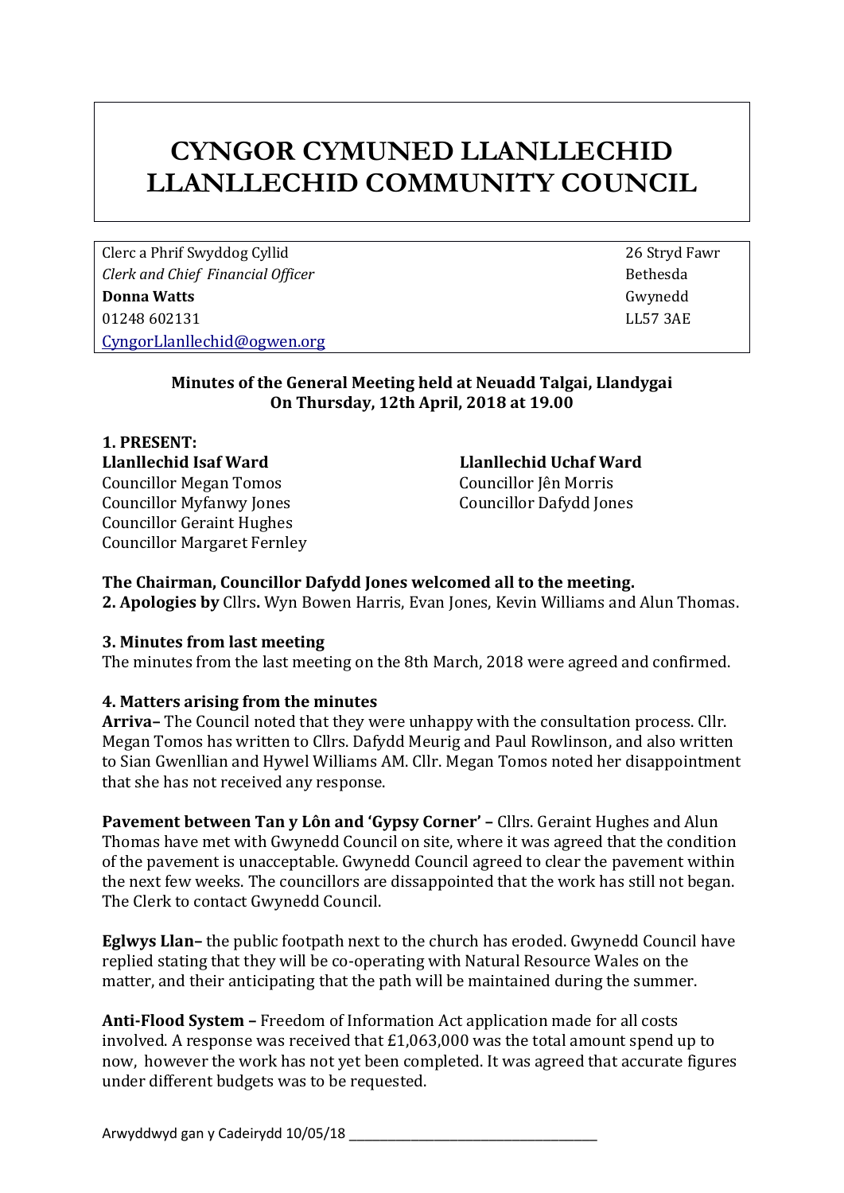# CYNGOR CYMUNED LLANLLECHID
# LLANLLECHID COMMUNITY COUNCIL

Clerc a Phrif Swyddog Cyllid
*Clerk and Chief Financial Officer*
**Donna Watts**
01248 602131
CyngorLlanllechid@ogwen.org

26 Stryd Fawr
Bethesda
Gwynedd
LL57 3AE

**Minutes of the General Meeting held at Neuadd Talgai, Llandygai**
**On Thursday, 12th April, 2018 at 19.00**

**1. PRESENT:**

**Llanllechid Isaf Ward**
Councillor Megan Tomos
Councillor Myfanwy Jones
Councillor Geraint Hughes
Councillor Margaret Fernley

**Llanllechid Uchaf Ward**
Councillor Jên Morris
Councillor Dafydd Jones

**The Chairman, Councillor Dafydd Jones welcomed all to the meeting.**

**2. Apologies by** Cllrs**.** Wyn Bowen Harris, Evan Jones, Kevin Williams and Alun Thomas.

**3. Minutes from last meeting**
The minutes from the last meeting on the 8th March, 2018 were agreed and confirmed.

**4. Matters arising from the minutes**

**Arriva–** The Council noted that they were unhappy with the consultation process. Cllr. Megan Tomos has written to Cllrs. Dafydd Meurig and Paul Rowlinson, and also written to Sian Gwenllian and Hywel Williams AM. Cllr. Megan Tomos noted her disappointment that she has not received any response.

**Pavement between Tan y Lôn and 'Gypsy Corner' –** Cllrs. Geraint Hughes and Alun Thomas have met with Gwynedd Council on site, where it was agreed that the condition of the pavement is unacceptable. Gwynedd Council agreed to clear the pavement within the next few weeks. The councillors are dissappointed that the work has still not began. The Clerk to contact Gwynedd Council.

**Eglwys Llan–** the public footpath next to the church has eroded. Gwynedd Council have replied stating that they will be co-operating with Natural Resource Wales on the matter, and their anticipating that the path will be maintained during the summer.

**Anti-Flood System –** Freedom of Information Act application made for all costs involved. A response was received that £1,063,000 was the total amount spend up to now, however the work has not yet been completed. It was agreed that accurate figures under different budgets was to be requested.

Arwyddwyd gan y Cadeirydd 10/05/18 ___________________________________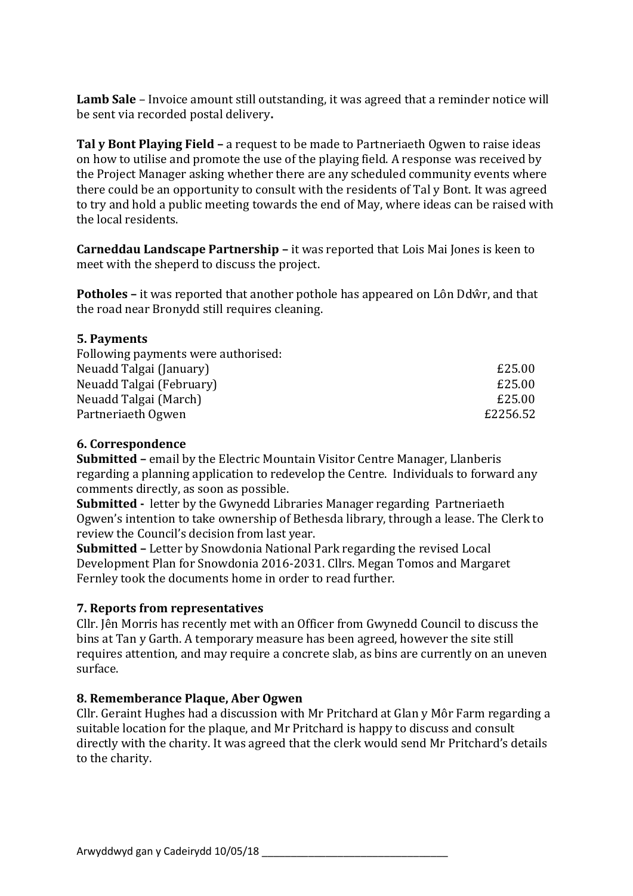**Lamb Sale** – Invoice amount still outstanding, it was agreed that a reminder notice will be sent via recorded postal delivery**.**

**Tal y Bont Playing Field –** a request to be made to Partneriaeth Ogwen to raise ideas on how to utilise and promote the use of the playing field. A response was received by the Project Manager asking whether there are any scheduled community events where there could be an opportunity to consult with the residents of Tal y Bont. It was agreed to try and hold a public meeting towards the end of May, where ideas can be raised with the local residents.

**Carneddau Landscape Partnership –** it was reported that Lois Mai Jones is keen to meet with the sheperd to discuss the project.

**Potholes –** it was reported that another pothole has appeared on Lôn Ddŵr, and that the road near Bronydd still requires cleaning.

### 5. Payments

Following payments were authorised:

| | |
|---|---|
| Neuadd Talgai (January) | £25.00 |
| Neuadd Talgai (February) | £25.00 |
| Neuadd Talgai (March) | £25.00 |
| Partneriaeth Ogwen | £2256.52 |

### 6. Correspondence

**Submitted –** email by the Electric Mountain Visitor Centre Manager, Llanberis regarding a planning application to redevelop the Centre. Individuals to forward any comments directly, as soon as possible.

**Submitted -** letter by the Gwynedd Libraries Manager regarding Partneriaeth Ogwen's intention to take ownership of Bethesda library, through a lease. The Clerk to review the Council's decision from last year.

**Submitted –** Letter by Snowdonia National Park regarding the revised Local Development Plan for Snowdonia 2016-2031. Cllrs. Megan Tomos and Margaret Fernley took the documents home in order to read further.

### 7. Reports from representatives

Cllr. Jên Morris has recently met with an Officer from Gwynedd Council to discuss the bins at Tan y Garth. A temporary measure has been agreed, however the site still requires attention, and may require a concrete slab, as bins are currently on an uneven surface.

### 8. Rememberance Plaque, Aber Ogwen

Cllr. Geraint Hughes had a discussion with Mr Pritchard at Glan y Môr Farm regarding a suitable location for the plaque, and Mr Pritchard is happy to discuss and consult directly with the charity. It was agreed that the clerk would send Mr Pritchard's details to the charity.

Arwyddwyd gan y Cadeirydd 10/05/18 ___________________________________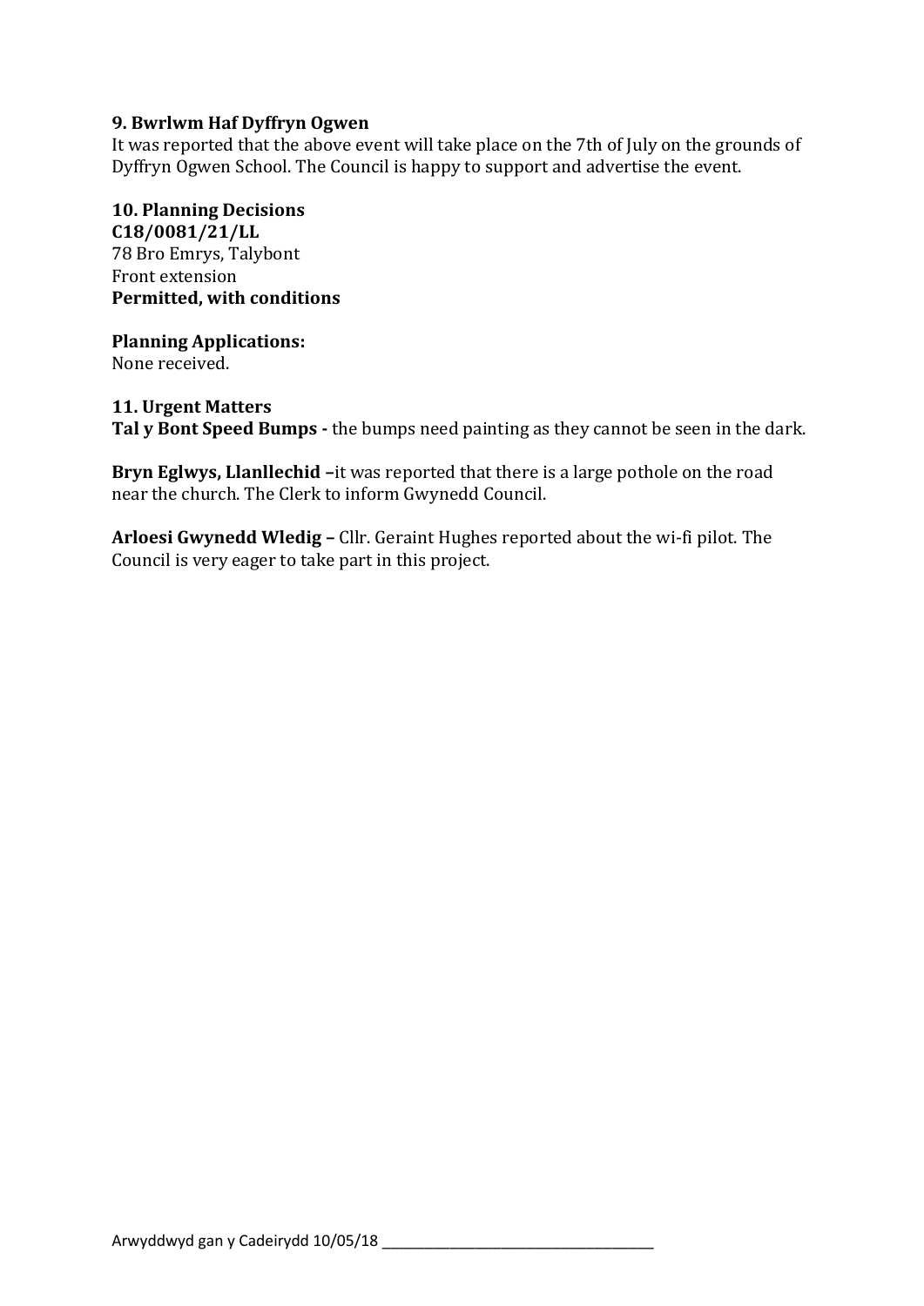**9. Bwrlwm Haf Dyffryn Ogwen**
It was reported that the above event will take place on the 7th of July on the grounds of Dyffryn Ogwen School. The Council is happy to support and advertise the event.

**10. Planning Decisions**
**C18/0081/21/LL**
78 Bro Emrys, Talybont
Front extension
**Permitted, with conditions**

**Planning Applications:**
None received.

**11. Urgent Matters**
**Tal y Bont Speed Bumps -** the bumps need painting as they cannot be seen in the dark.

**Bryn Eglwys, Llanllechid –**it was reported that there is a large pothole on the road near the church. The Clerk to inform Gwynedd Council.

**Arloesi Gwynedd Wledig –** Cllr. Geraint Hughes reported about the wi-fi pilot. The Council is very eager to take part in this project.

Arwyddwyd gan y Cadeirydd 10/05/18 ______________________________